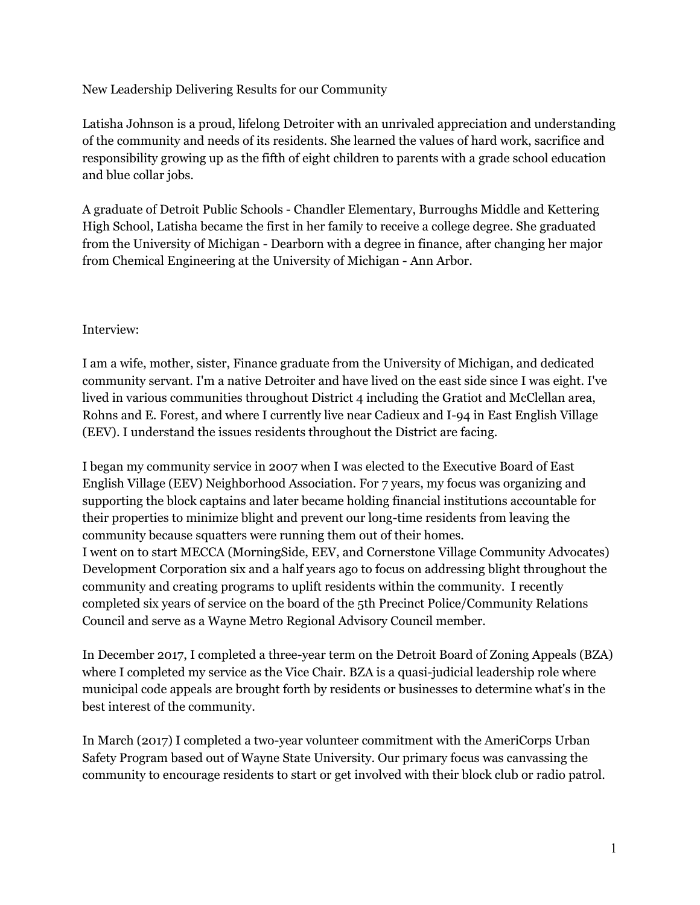New Leadership Delivering Results for our Community

Latisha Johnson is a proud, lifelong Detroiter with an unrivaled appreciation and understanding of the community and needs of its residents. She learned the values of hard work, sacrifice and responsibility growing up as the fifth of eight children to parents with a grade school education and blue collar jobs.

A graduate of Detroit Public Schools - Chandler Elementary, Burroughs Middle and Kettering High School, Latisha became the first in her family to receive a college degree. She graduated from the University of Michigan - Dearborn with a degree in finance, after changing her major from Chemical Engineering at the University of Michigan - Ann Arbor.

Interview:

I am a wife, mother, sister, Finance graduate from the University of Michigan, and dedicated community servant. I'm a native Detroiter and have lived on the east side since I was eight. I've lived in various communities throughout District 4 including the Gratiot and McClellan area, Rohns and E. Forest, and where I currently live near Cadieux and I-94 in East English Village (EEV). I understand the issues residents throughout the District are facing.

I began my community service in 2007 when I was elected to the Executive Board of East English Village (EEV) Neighborhood Association. For 7 years, my focus was organizing and supporting the block captains and later became holding financial institutions accountable for their properties to minimize blight and prevent our long-time residents from leaving the community because squatters were running them out of their homes.
I went on to start MECCA (MorningSide, EEV, and Cornerstone Village Community Advocates) Development Corporation six and a half years ago to focus on addressing blight throughout the community and creating programs to uplift residents within the community. I recently completed six years of service on the board of the 5th Precinct Police/Community Relations Council and serve as a Wayne Metro Regional Advisory Council member.

In December 2017, I completed a three-year term on the Detroit Board of Zoning Appeals (BZA) where I completed my service as the Vice Chair. BZA is a quasi-judicial leadership role where municipal code appeals are brought forth by residents or businesses to determine what's in the best interest of the community.

In March (2017) I completed a two-year volunteer commitment with the AmeriCorps Urban Safety Program based out of Wayne State University. Our primary focus was canvassing the community to encourage residents to start or get involved with their block club or radio patrol.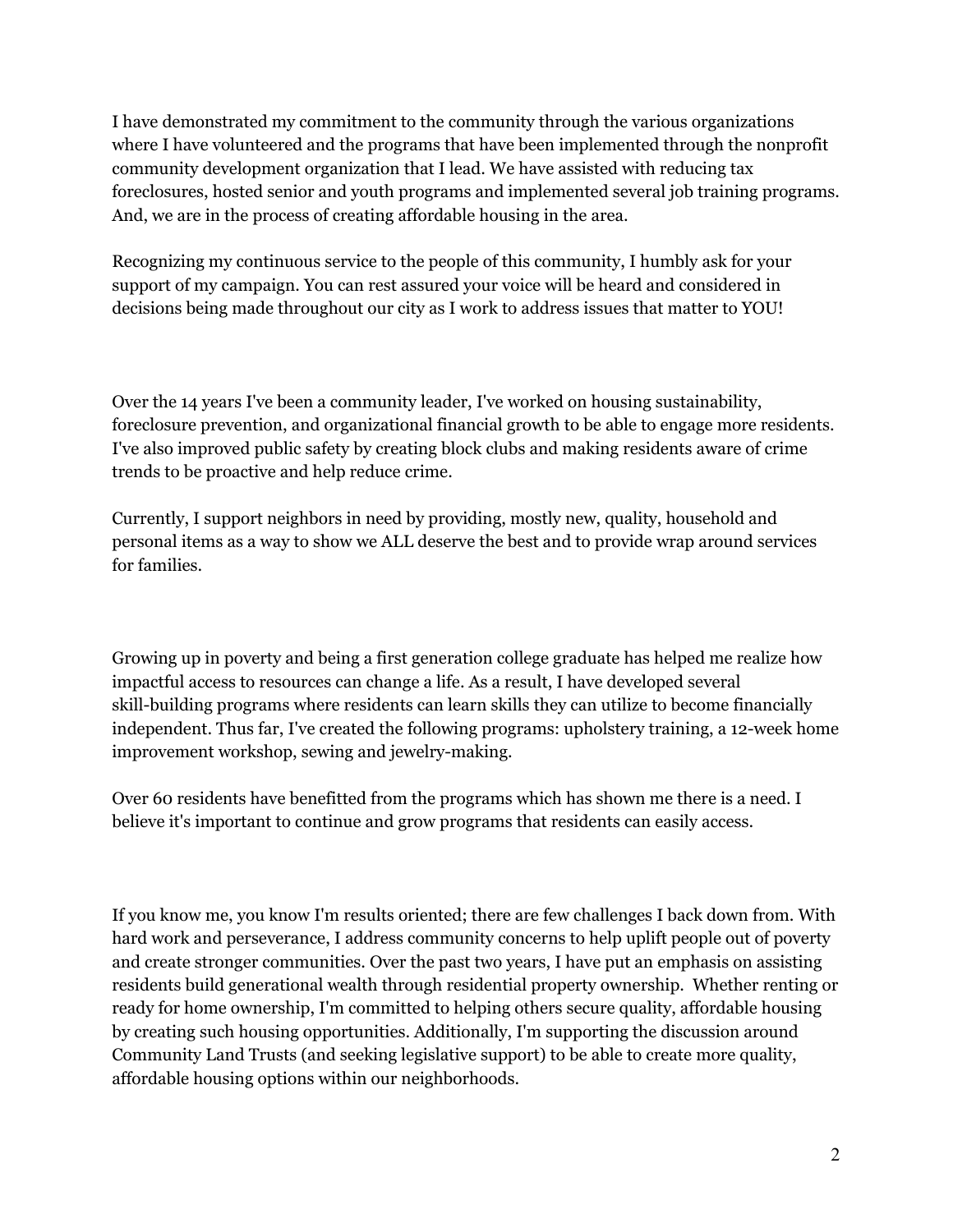I have demonstrated my commitment to the community through the various organizations where I have volunteered and the programs that have been implemented through the nonprofit community development organization that I lead. We have assisted with reducing tax foreclosures, hosted senior and youth programs and implemented several job training programs. And, we are in the process of creating affordable housing in the area.

Recognizing my continuous service to the people of this community, I humbly ask for your support of my campaign. You can rest assured your voice will be heard and considered in decisions being made throughout our city as I work to address issues that matter to YOU!

Over the 14 years I've been a community leader, I've worked on housing sustainability, foreclosure prevention, and organizational financial growth to be able to engage more residents. I've also improved public safety by creating block clubs and making residents aware of crime trends to be proactive and help reduce crime.

Currently, I support neighbors in need by providing, mostly new, quality, household and personal items as a way to show we ALL deserve the best and to provide wrap around services for families.

Growing up in poverty and being a first generation college graduate has helped me realize how impactful access to resources can change a life. As a result, I have developed several skill-building programs where residents can learn skills they can utilize to become financially independent. Thus far, I've created the following programs: upholstery training, a 12-week home improvement workshop, sewing and jewelry-making.

Over 60 residents have benefitted from the programs which has shown me there is a need. I believe it's important to continue and grow programs that residents can easily access.

If you know me, you know I'm results oriented; there are few challenges I back down from. With hard work and perseverance, I address community concerns to help uplift people out of poverty and create stronger communities. Over the past two years, I have put an emphasis on assisting residents build generational wealth through residential property ownership. Whether renting or ready for home ownership, I'm committed to helping others secure quality, affordable housing by creating such housing opportunities. Additionally, I'm supporting the discussion around Community Land Trusts (and seeking legislative support) to be able to create more quality, affordable housing options within our neighborhoods.